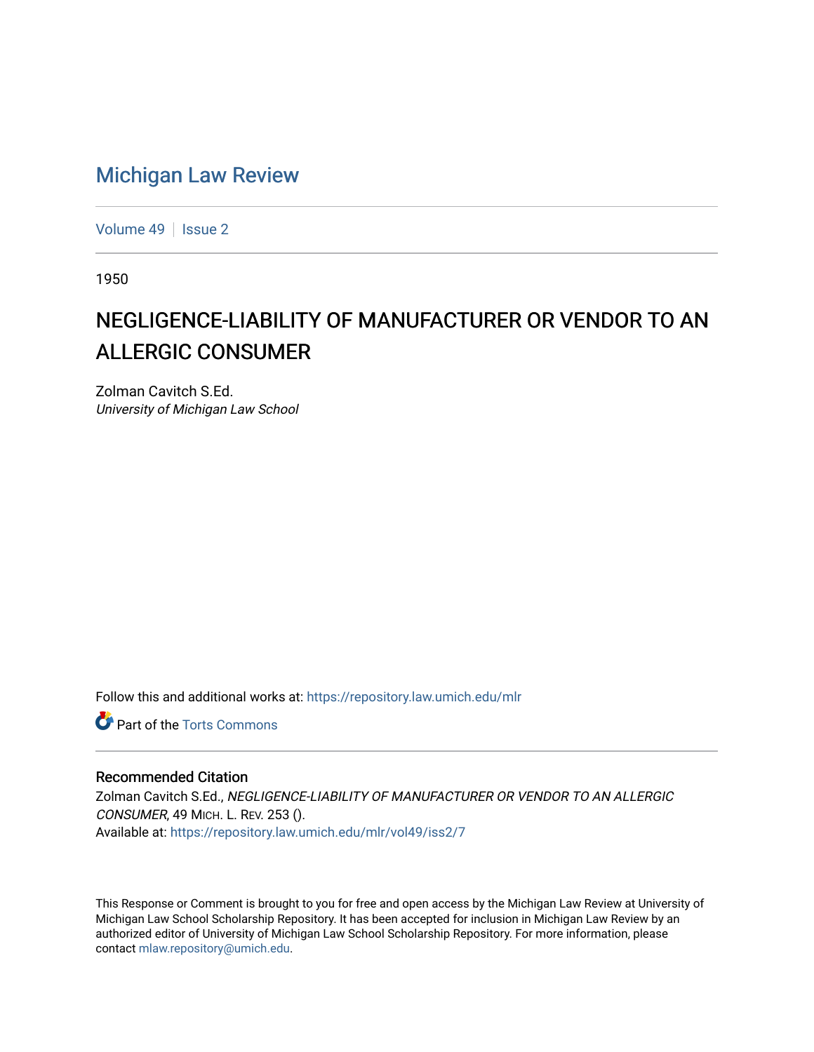# Michigan Law Review

Volume 49 | Issue 2

1950

## NEGLIGENCE-LIABILITY OF MANUFACTURER OR VENDOR TO AN ALLERGIC CONSUMER

Zolman Cavitch S.Ed.
*University of Michigan Law School*

Follow this and additional works at: https://repository.law.umich.edu/mlr

Part of the Torts Commons

### Recommended Citation

Zolman Cavitch S.Ed., *NEGLIGENCE-LIABILITY OF MANUFACTURER OR VENDOR TO AN ALLERGIC CONSUMER*, 49 MICH. L. REV. 253 ().
Available at: https://repository.law.umich.edu/mlr/vol49/iss2/7

This Response or Comment is brought to you for free and open access by the Michigan Law Review at University of Michigan Law School Scholarship Repository. It has been accepted for inclusion in Michigan Law Review by an authorized editor of University of Michigan Law School Scholarship Repository. For more information, please contact mlaw.repository@umich.edu.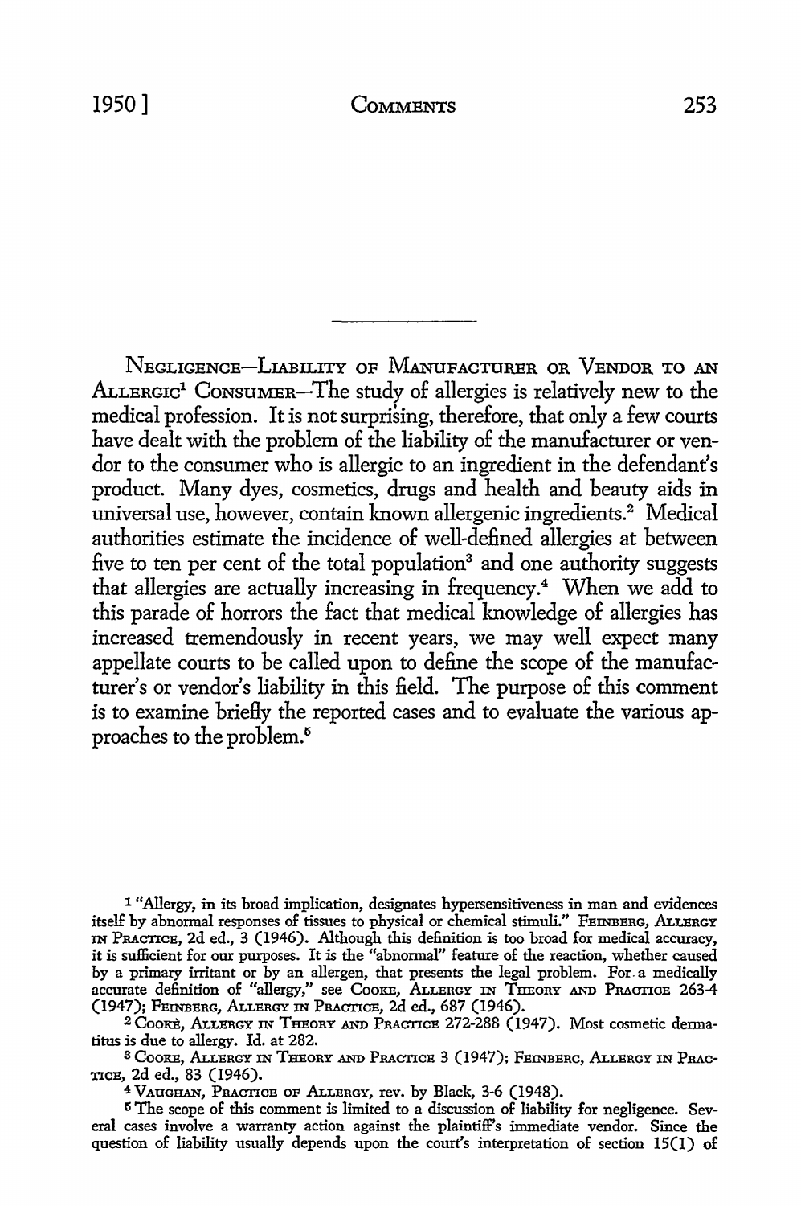---

NEGLIGENCE—LIABILITY OF MANUFACTURER OR VENDOR TO AN ALLERGIC[1] CONSUMER—The study of allergies is relatively new to the medical profession. It is not surprising, therefore, that only a few courts have dealt with the problem of the liability of the manufacturer or vendor to the consumer who is allergic to an ingredient in the defendant's product. Many dyes, cosmetics, drugs and health and beauty aids in universal use, however, contain known allergenic ingredients.[2] Medical authorities estimate the incidence of well-defined allergies at between five to ten per cent of the total population[3] and one authority suggests that allergies are actually increasing in frequency.[4] When we add to this parade of horrors the fact that medical knowledge of allergies has increased tremendously in recent years, we may well expect many appellate courts to be called upon to define the scope of the manufacturer's or vendor's liability in this field. The purpose of this comment is to examine briefly the reported cases and to evaluate the various approaches to the problem.[5]

---

[1] "Allergy, in its broad implication, designates hypersensitiveness in man and evidences itself by abnormal responses of tissues to physical or chemical stimuli." FEINBERG, ALLERGY IN PRACTICE, 2d ed., 3 (1946). Although this definition is too broad for medical accuracy, it is sufficient for our purposes. It is the "abnormal" feature of the reaction, whether caused by a primary irritant or by an allergen, that presents the legal problem. For a medically accurate definition of "allergy," see COOKE, ALLERGY IN THEORY AND PRACTICE 263-4 (1947); FEINBERG, ALLERGY IN PRACTICE, 2d ed., 687 (1946).

[2] COOKE, ALLERGY IN THEORY AND PRACTICE 272-288 (1947). Most cosmetic dermatitis is due to allergy. Id. at 282.

[3] COOKE, ALLERGY IN THEORY AND PRACTICE 3 (1947); FEINBERG, ALLERGY IN PRACTICE, 2d ed., 83 (1946).

[4] VAUGHAN, PRACTICE OF ALLERGY, rev. by Black, 3-6 (1948).

[5] The scope of this comment is limited to a discussion of liability for negligence. Several cases involve a warranty action against the plaintiff's immediate vendor. Since the question of liability usually depends upon the court's interpretation of section 15(1) of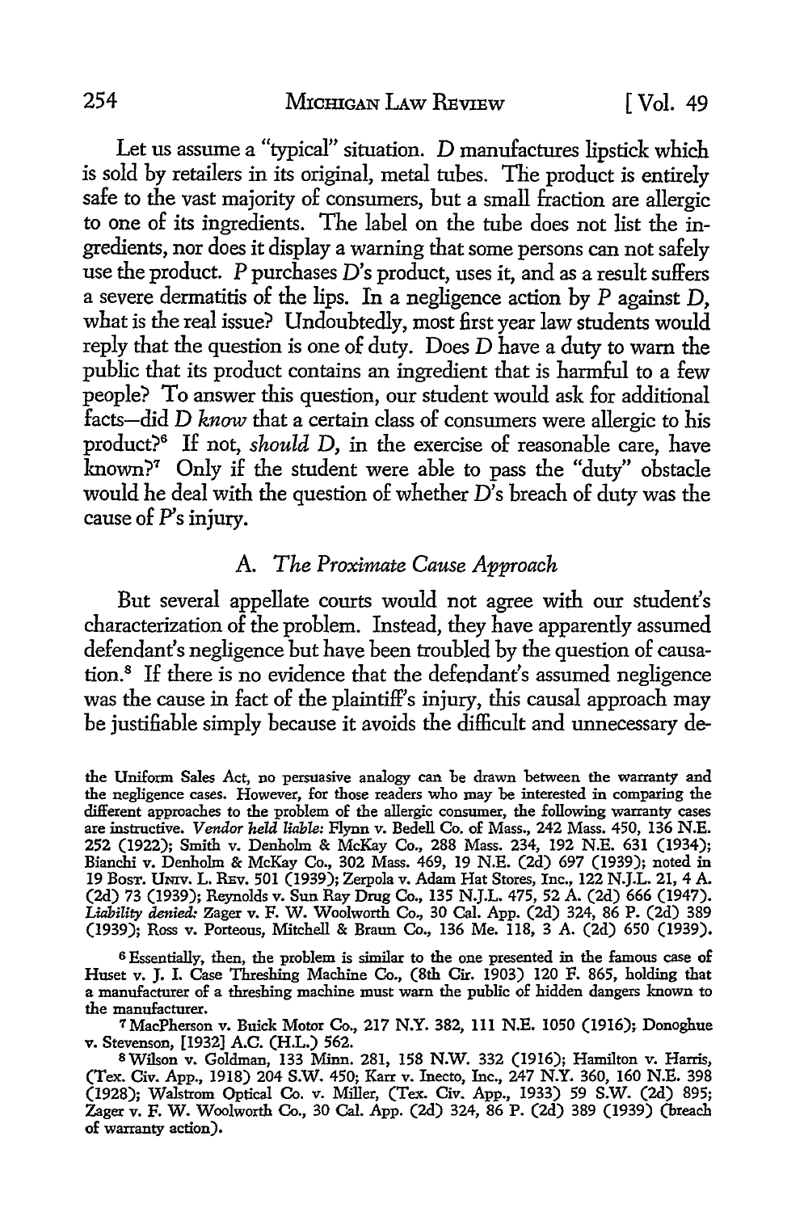Let us assume a "typical" situation. *D* manufactures lipstick which is sold by retailers in its original, metal tubes. The product is entirely safe to the vast majority of consumers, but a small fraction are allergic to one of its ingredients. The label on the tube does not list the ingredients, nor does it display a warning that some persons can not safely use the product. *P* purchases *D*'s product, uses it, and as a result suffers a severe dermatitis of the lips. In a negligence action by *P* against *D*, what is the real issue? Undoubtedly, most first year law students would reply that the question is one of duty. Does *D* have a duty to warn the public that its product contains an ingredient that is harmful to a few people? To answer this question, our student would ask for additional facts—did *D* *know* that a certain class of consumers were allergic to his product?[6] If not, *should* *D*, in the exercise of reasonable care, have known?[7] Only if the student were able to pass the "duty" obstacle would he deal with the question of whether *D*'s breach of duty was the cause of *P*'s injury.

### A. *The Proximate Cause Approach*

But several appellate courts would not agree with our student's characterization of the problem. Instead, they have apparently assumed defendant's negligence but have been troubled by the question of causation.[8] If there is no evidence that the defendant's assumed negligence was the cause in fact of the plaintiff's injury, this causal approach may be justifiable simply because it avoids the difficult and unnecessary de-

---

the Uniform Sales Act, no persuasive analogy can be drawn between the warranty and the negligence cases. However, for those readers who may be interested in comparing the different approaches to the problem of the allergic consumer, the following warranty cases are instructive. *Vendor held liable:* Flynn v. Bedell Co. of Mass., 242 Mass. 450, 136 N.E. 252 (1922); Smith v. Denholm & McKay Co., 288 Mass. 234, 192 N.E. 631 (1934); Bianchi v. Denholm & McKay Co., 302 Mass. 469, 19 N.E. (2d) 697 (1939); noted in 19 Bost. Univ. L. Rev. 501 (1939); Zerpola v. Adam Hat Stores, Inc., 122 N.J.L. 21, 4 A. (2d) 73 (1939); Reynolds v. Sun Ray Drug Co., 135 N.J.L. 475, 52 A. (2d) 666 (1947). *Liability denied:* Zager v. F. W. Woolworth Co., 30 Cal. App. (2d) 324, 86 P. (2d) 389 (1939); Ross v. Porteous, Mitchell & Braun Co., 136 Me. 118, 3 A. (2d) 650 (1939).

[6] Essentially, then, the problem is similar to the one presented in the famous case of Huset v. J. I. Case Threshing Machine Co., (8th Cir. 1903) 120 F. 865, holding that a manufacturer of a threshing machine must warn the public of hidden dangers known to the manufacturer.

[7] MacPherson v. Buick Motor Co., 217 N.Y. 382, 111 N.E. 1050 (1916); Donoghue v. Stevenson, [1932] A.C. (H.L.) 562.

[8] Wilson v. Goldman, 133 Minn. 281, 158 N.W. 332 (1916); Hamilton v. Harris, (Tex. Civ. App., 1918) 204 S.W. 450; Karr v. Inecto, Inc., 247 N.Y. 360, 160 N.E. 398 (1928); Walstrom Optical Co. v. Miller, (Tex. Civ. App., 1933) 59 S.W. (2d) 895; Zager v. F. W. Woolworth Co., 30 Cal. App. (2d) 324, 86 P. (2d) 389 (1939) (breach of warranty action).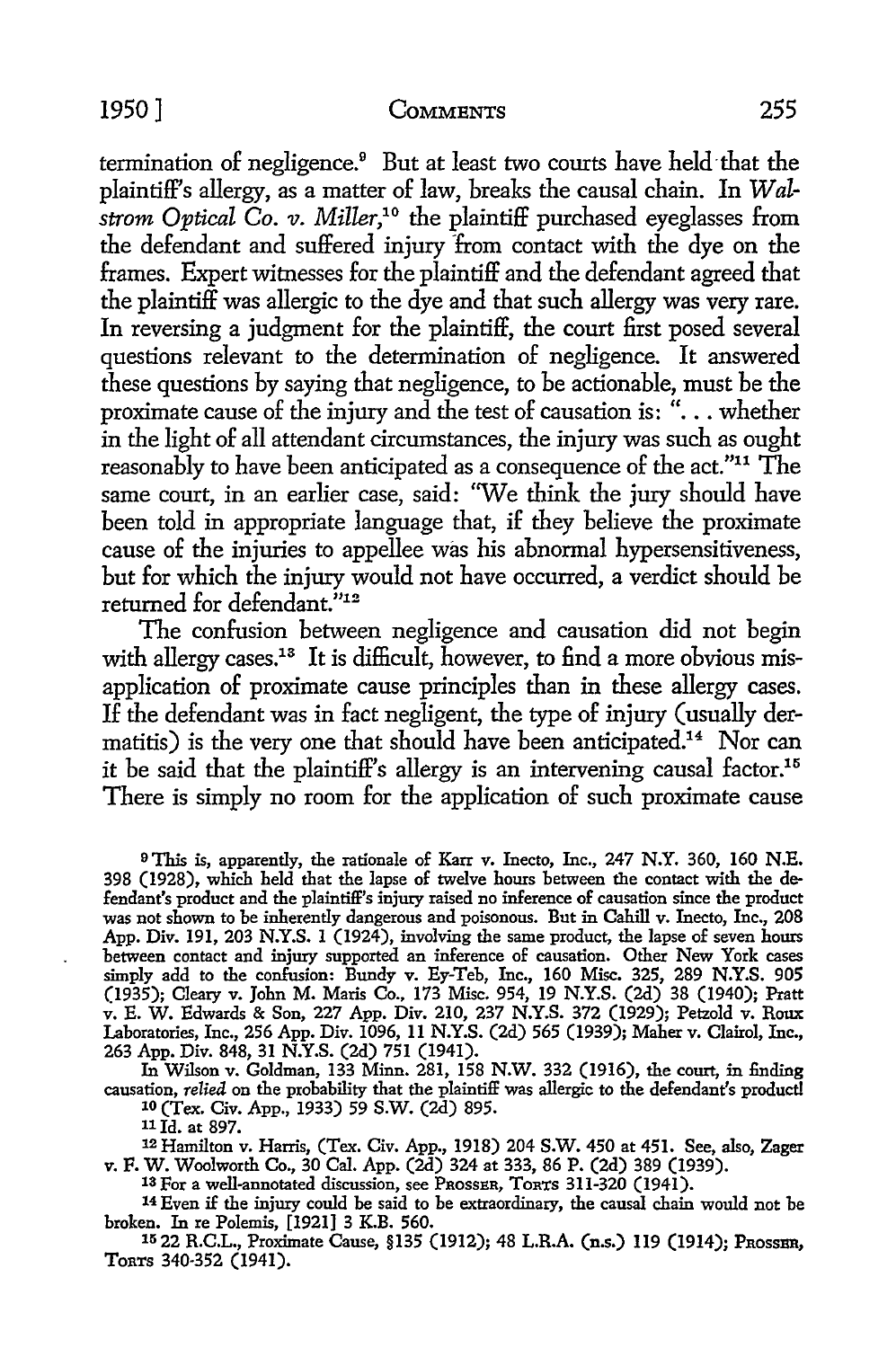termination of negligence.[9] But at least two courts have held that the plaintiff's allergy, as a matter of law, breaks the causal chain. In *Walstrom Optical Co. v. Miller*,[10] the plaintiff purchased eyeglasses from the defendant and suffered injury from contact with the dye on the frames. Expert witnesses for the plaintiff and the defendant agreed that the plaintiff was allergic to the dye and that such allergy was very rare. In reversing a judgment for the plaintiff, the court first posed several questions relevant to the determination of negligence. It answered these questions by saying that negligence, to be actionable, must be the proximate cause of the injury and the test of causation is: ". . . whether in the light of all attendant circumstances, the injury was such as ought reasonably to have been anticipated as a consequence of the act."[11] The same court, in an earlier case, said: "We think the jury should have been told in appropriate language that, if they believe the proximate cause of the injuries to appellee was his abnormal hypersensitiveness, but for which the injury would not have occurred, a verdict should be returned for defendant."[12]

The confusion between negligence and causation did not begin with allergy cases.[13] It is difficult, however, to find a more obvious misapplication of proximate cause principles than in these allergy cases. If the defendant was in fact negligent, the type of injury (usually dermatitis) is the very one that should have been anticipated.[14] Nor can it be said that the plaintiff's allergy is an intervening causal factor.[15] There is simply no room for the application of such proximate cause

---

[9] This is, apparently, the rationale of Karr v. Inecto, Inc., 247 N.Y. 360, 160 N.E. 398 (1928), which held that the lapse of twelve hours between the contact with the defendant's product and the plaintiff's injury raised no inference of causation since the product was not shown to be inherently dangerous and poisonous. But in Cahill v. Inecto, Inc., 208 App. Div. 191, 203 N.Y.S. 1 (1924), involving the same product, the lapse of seven hours between contact and injury supported an inference of causation. Other New York cases simply add to the confusion: Bundy v. Ey-Teb, Inc., 160 Misc. 325, 289 N.Y.S. 905 (1935); Cleary v. John M. Maris Co., 173 Misc. 954, 19 N.Y.S. (2d) 38 (1940); Pratt v. E. W. Edwards & Son, 227 App. Div. 210, 237 N.Y.S. 372 (1929); Petzold v. Roux Laboratories, Inc., 256 App. Div. 1096, 11 N.Y.S. (2d) 565 (1939); Maher v. Clairol, Inc., 263 App. Div. 848, 31 N.Y.S. (2d) 751 (1941).

In Wilson v. Goldman, 133 Minn. 281, 158 N.W. 332 (1916), the court, in finding causation, *relied* on the probability that the plaintiff was allergic to the defendant's product!

[10] (Tex. Civ. App., 1933) 59 S.W. (2d) 895.

[11] Id. at 897.

[12] Hamilton v. Harris, (Tex. Civ. App., 1918) 204 S.W. 450 at 451. See, also, Zager v. F. W. Woolworth Co., 30 Cal. App. (2d) 324 at 333, 86 P. (2d) 389 (1939).

[13] For a well-annotated discussion, see PROSSER, TORTS 311-320 (1941).

[14] Even if the injury could be said to be extraordinary, the causal chain would not be broken. In re Polemis, [1921] 3 K.B. 560.

[15] 22 R.C.L., Proximate Cause, §135 (1912); 48 L.R.A. (n.s.) 119 (1914); PROSSER, TORTS 340-352 (1941).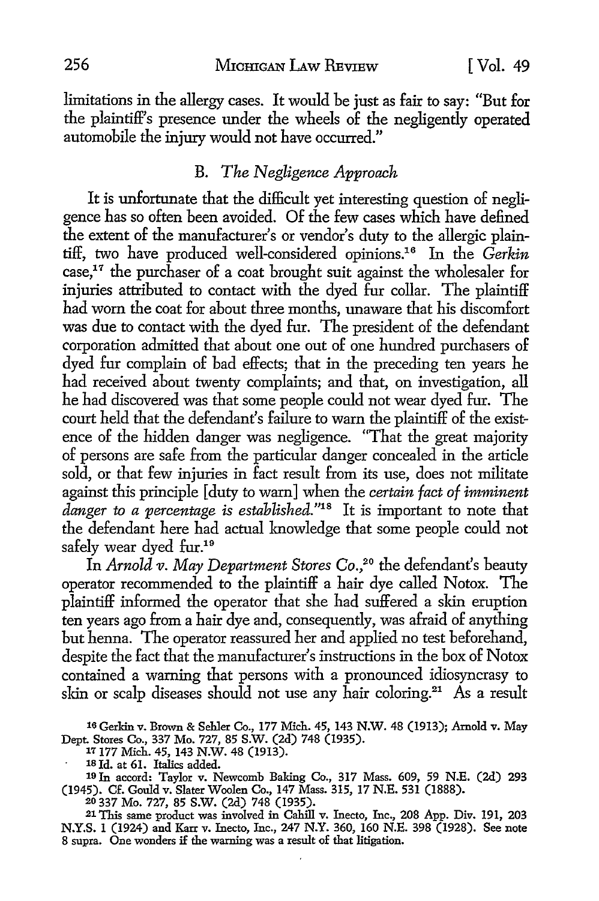limitations in the allergy cases. It would be just as fair to say: "But for the plaintiff's presence under the wheels of the negligently operated automobile the injury would not have occurred."

### B. *The Negligence Approach*

It is unfortunate that the difficult yet interesting question of negligence has so often been avoided. Of the few cases which have defined the extent of the manufacturer's or vendor's duty to the allergic plaintiff, two have produced well-considered opinions.[16] In the *Gerkin* case,[17] the purchaser of a coat brought suit against the wholesaler for injuries attributed to contact with the dyed fur collar. The plaintiff had worn the coat for about three months, unaware that his discomfort was due to contact with the dyed fur. The president of the defendant corporation admitted that about one out of one hundred purchasers of dyed fur complain of bad effects; that in the preceding ten years he had received about twenty complaints; and that, on investigation, all he had discovered was that some people could not wear dyed fur. The court held that the defendant's failure to warn the plaintiff of the existence of the hidden danger was negligence. "That the great majority of persons are safe from the particular danger concealed in the article sold, or that few injuries in fact result from its use, does not militate against this principle [duty to warn] when the *certain fact of imminent danger to a percentage is established*."[18] It is important to note that the defendant here had actual knowledge that some people could not safely wear dyed fur.[19]

In *Arnold v. May Department Stores Co.*,[20] the defendant's beauty operator recommended to the plaintiff a hair dye called Notox. The plaintiff informed the operator that she had suffered a skin eruption ten years ago from a hair dye and, consequently, was afraid of anything but henna. The operator reassured her and applied no test beforehand, despite the fact that the manufacturer's instructions in the box of Notox contained a warning that persons with a pronounced idiosyncrasy to skin or scalp diseases should not use any hair coloring.[21] As a result

---

[16] Gerkin v. Brown & Sehler Co., 177 Mich. 45, 143 N.W. 48 (1913); Arnold v. May Dept. Stores Co., 337 Mo. 727, 85 S.W. (2d) 748 (1935).

[17] 177 Mich. 45, 143 N.W. 48 (1913).

[18] Id. at 61. Italics added.

[19] In accord: Taylor v. Newcomb Baking Co., 317 Mass. 609, 59 N.E. (2d) 293 (1945). Cf. Gould v. Slater Woolen Co., 147 Mass. 315, 17 N.E. 531 (1888).

[20] 337 Mo. 727, 85 S.W. (2d) 748 (1935).

[21] This same product was involved in Cahill v. Inecto, Inc., 208 App. Div. 191, 203 N.Y.S. 1 (1924) and Karr v. Inecto, Inc., 247 N.Y. 360, 160 N.E. 398 (1928). See note 8 supra. One wonders if the warning was a result of that litigation.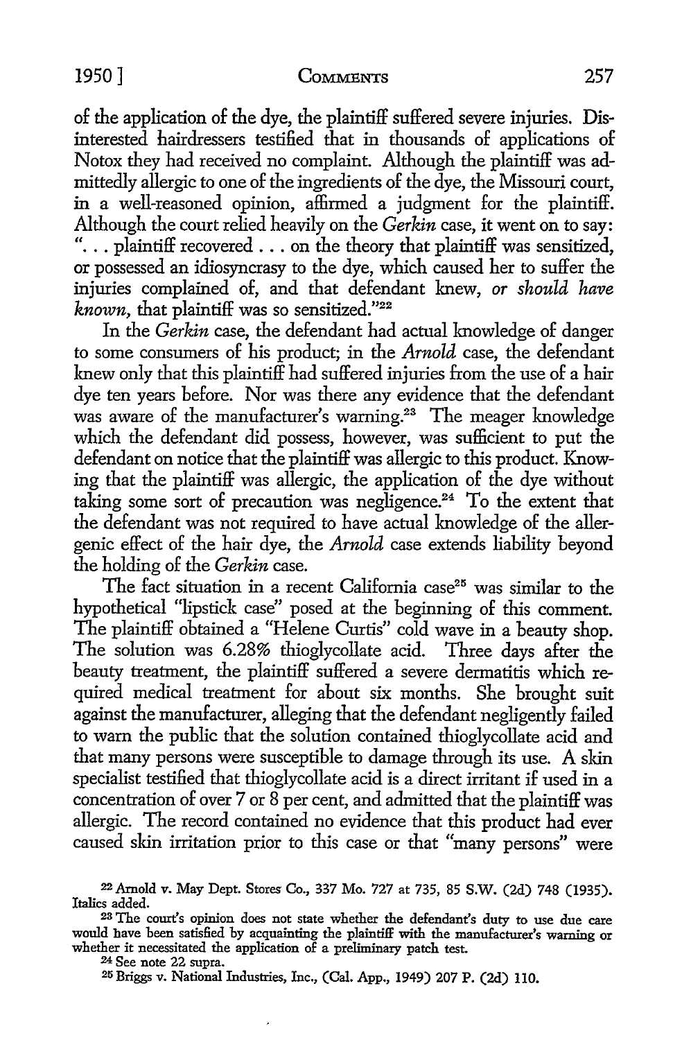of the application of the dye, the plaintiff suffered severe injuries. Disinterested hairdressers testified that in thousands of applications of Notox they had received no complaint. Although the plaintiff was admittedly allergic to one of the ingredients of the dye, the Missouri court, in a well-reasoned opinion, affirmed a judgment for the plaintiff. Although the court relied heavily on the *Gerkin* case, it went on to say: ". . . plaintiff recovered . . . on the theory that plaintiff was sensitized, or possessed an idiosyncrasy to the dye, which caused her to suffer the injuries complained of, and that defendant knew, *or should have known*, that plaintiff was so sensitized."[22]

In the *Gerkin* case, the defendant had actual knowledge of danger to some consumers of his product; in the *Arnold* case, the defendant knew only that this plaintiff had suffered injuries from the use of a hair dye ten years before. Nor was there any evidence that the defendant was aware of the manufacturer's warning.[23] The meager knowledge which the defendant did possess, however, was sufficient to put the defendant on notice that the plaintiff was allergic to this product. Knowing that the plaintiff was allergic, the application of the dye without taking some sort of precaution was negligence.[24] To the extent that the defendant was not required to have actual knowledge of the allergenic effect of the hair dye, the *Arnold* case extends liability beyond the holding of the *Gerkin* case.

The fact situation in a recent California case[25] was similar to the hypothetical "lipstick case" posed at the beginning of this comment. The plaintiff obtained a "Helene Curtis" cold wave in a beauty shop. The solution was 6.28% thioglycollate acid. Three days after the beauty treatment, the plaintiff suffered a severe dermatitis which required medical treatment for about six months. She brought suit against the manufacturer, alleging that the defendant negligently failed to warn the public that the solution contained thioglycollate acid and that many persons were susceptible to damage through its use. A skin specialist testified that thioglycollate acid is a direct irritant if used in a concentration of over 7 or 8 per cent, and admitted that the plaintiff was allergic. The record contained no evidence that this product had ever caused skin irritation prior to this case or that "many persons" were

---

[22] Arnold v. May Dept. Stores Co., 337 Mo. 727 at 735, 85 S.W. (2d) 748 (1935). Italics added.

[23] The court's opinion does not state whether the defendant's duty to use due care would have been satisfied by acquainting the plaintiff with the manufacturer's warning or whether it necessitated the application of a preliminary patch test.

[24] See note 22 supra.

[25] Briggs v. National Industries, Inc., (Cal. App., 1949) 207 P. (2d) 110.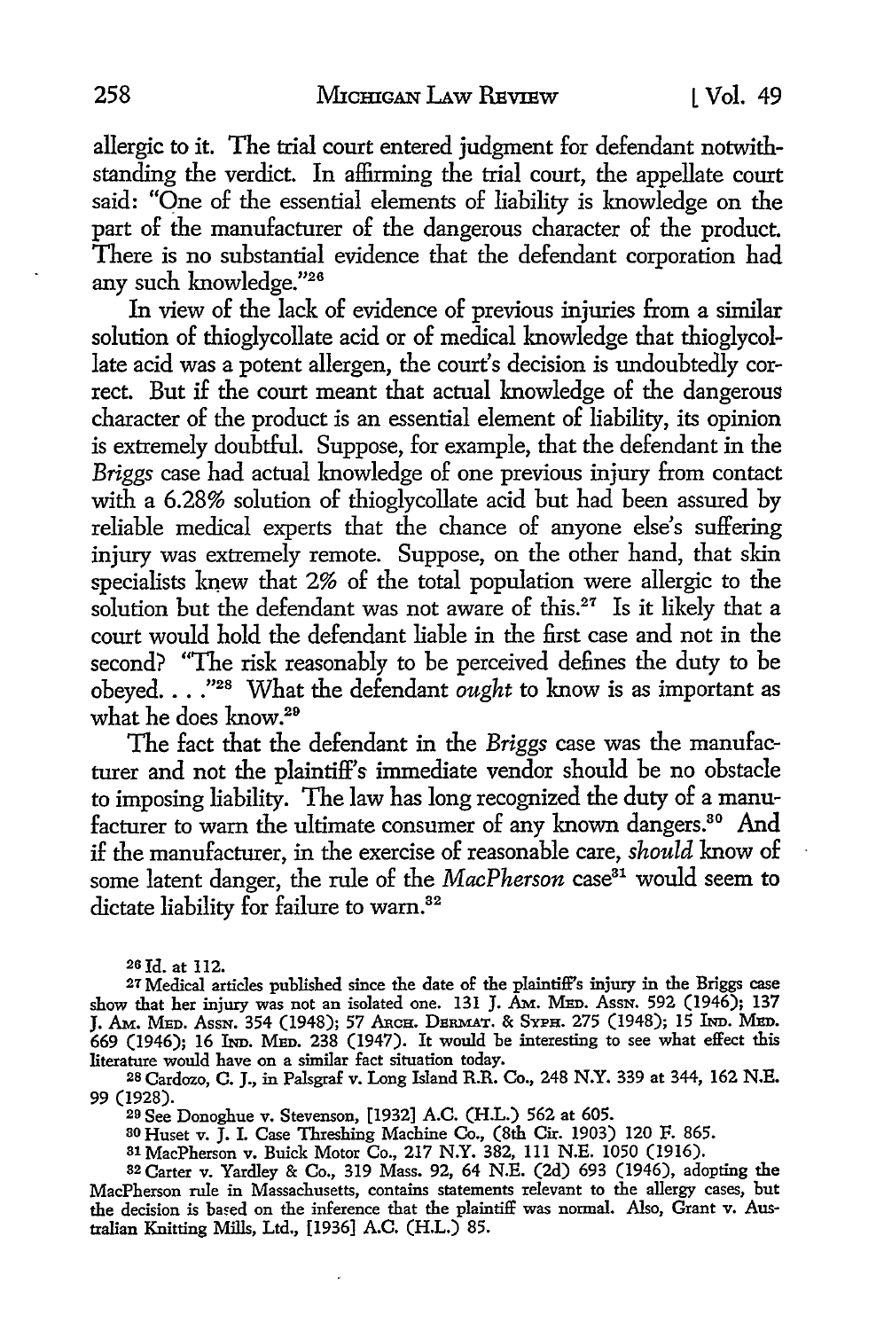allergic to it. The trial court entered judgment for defendant notwithstanding the verdict. In affirming the trial court, the appellate court said: "One of the essential elements of liability is knowledge on the part of the manufacturer of the dangerous character of the product. There is no substantial evidence that the defendant corporation had any such knowledge."[26]

In view of the lack of evidence of previous injuries from a similar solution of thioglycollate acid or of medical knowledge that thioglycollate acid was a potent allergen, the court's decision is undoubtedly correct. But if the court meant that actual knowledge of the dangerous character of the product is an essential element of liability, its opinion is extremely doubtful. Suppose, for example, that the defendant in the *Briggs* case had actual knowledge of one previous injury from contact with a 6.28% solution of thioglycollate acid but had been assured by reliable medical experts that the chance of anyone else's suffering injury was extremely remote. Suppose, on the other hand, that skin specialists knew that 2% of the total population were allergic to the solution but the defendant was not aware of this.[27] Is it likely that a court would hold the defendant liable in the first case and not in the second? "The risk reasonably to be perceived defines the duty to be obeyed. . . ."[28] What the defendant *ought* to know is as important as what he does know.[29]

The fact that the defendant in the *Briggs* case was the manufacturer and not the plaintiff's immediate vendor should be no obstacle to imposing liability. The law has long recognized the duty of a manufacturer to warn the ultimate consumer of any known dangers.[30] And if the manufacturer, in the exercise of reasonable care, *should* know of some latent danger, the rule of the *MacPherson* case[31] would seem to dictate liability for failure to warn.[32]

---

[26] Id. at 112.

[27] Medical articles published since the date of the plaintiff's injury in the Briggs case show that her injury was not an isolated one. 131 J. Am. Med. Assn. 592 (1946); 137 J. Am. Med. Assn. 354 (1948); 57 Arch. Dermat. & Syph. 275 (1948); 15 Ind. Med. 669 (1946); 16 Ind. Med. 238 (1947). It would be interesting to see what effect this literature would have on a similar fact situation today.

[28] Cardozo, C. J., in Palsgraf v. Long Island R.R. Co., 248 N.Y. 339 at 344, 162 N.E. 99 (1928).

[29] See Donoghue v. Stevenson, [1932] A.C. (H.L.) 562 at 605.

[30] Huset v. J. I. Case Threshing Machine Co., (8th Cir. 1903) 120 F. 865.

[31] MacPherson v. Buick Motor Co., 217 N.Y. 382, 111 N.E. 1050 (1916).

[32] Carter v. Yardley & Co., 319 Mass. 92, 64 N.E. (2d) 693 (1946), adopting the MacPherson rule in Massachusetts, contains statements relevant to the allergy cases, but the decision is based on the inference that the plaintiff was normal. Also, Grant v. Australian Knitting Mills, Ltd., [1936] A.C. (H.L.) 85.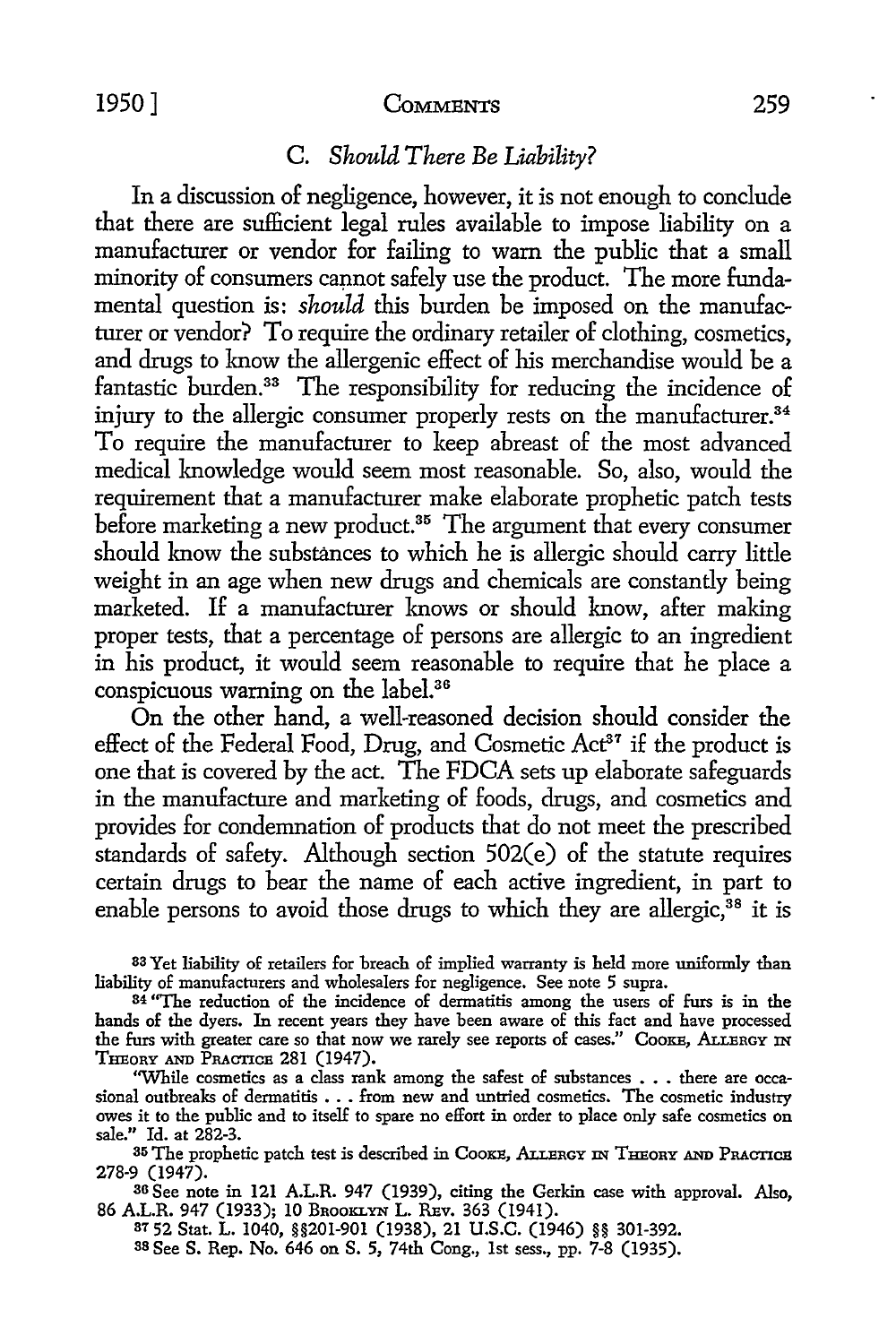### C. *Should There Be Liability?*

In a discussion of negligence, however, it is not enough to conclude that there are sufficient legal rules available to impose liability on a manufacturer or vendor for failing to warn the public that a small minority of consumers cannot safely use the product. The more fundamental question is: *should* this burden be imposed on the manufacturer or vendor? To require the ordinary retailer of clothing, cosmetics, and drugs to know the allergenic effect of his merchandise would be a fantastic burden.[33] The responsibility for reducing the incidence of injury to the allergic consumer properly rests on the manufacturer.[34] To require the manufacturer to keep abreast of the most advanced medical knowledge would seem most reasonable. So, also, would the requirement that a manufacturer make elaborate prophetic patch tests before marketing a new product.[35] The argument that every consumer should know the substances to which he is allergic should carry little weight in an age when new drugs and chemicals are constantly being marketed. If a manufacturer knows or should know, after making proper tests, that a percentage of persons are allergic to an ingredient in his product, it would seem reasonable to require that he place a conspicuous warning on the label.[36]

On the other hand, a well-reasoned decision should consider the effect of the Federal Food, Drug, and Cosmetic Act[37] if the product is one that is covered by the act. The FDCA sets up elaborate safeguards in the manufacture and marketing of foods, drugs, and cosmetics and provides for condemnation of products that do not meet the prescribed standards of safety. Although section 502(e) of the statute requires certain drugs to bear the name of each active ingredient, in part to enable persons to avoid those drugs to which they are allergic,[38] it is

---

[33] Yet liability of retailers for breach of implied warranty is held more uniformly than liability of manufacturers and wholesalers for negligence. See note 5 supra.

[34] "The reduction of the incidence of dermatitis among the users of furs is in the hands of the dyers. In recent years they have been aware of this fact and have processed the furs with greater care so that now we rarely see reports of cases." COOKE, ALLERGY IN THEORY AND PRACTICE 281 (1947).

"While cosmetics as a class rank among the safest of substances . . . there are occasional outbreaks of dermatitis . . . from new and untried cosmetics. The cosmetic industry owes it to the public and to itself to spare no effort in order to place only safe cosmetics on sale." Id. at 282-3.

[35] The prophetic patch test is described in COOKE, ALLERGY IN THEORY AND PRACTICE 278-9 (1947).

[36] See note in 121 A.L.R. 947 (1939), citing the Gerkin case with approval. Also, 86 A.L.R. 947 (1933); 10 BROOKLYN L. REV. 363 (1941).

[37] 52 Stat. L. 1040, §§201-901 (1938), 21 U.S.C. (1946) §§ 301-392.

[38] See S. Rep. No. 646 on S. 5, 74th Cong., 1st sess., pp. 7-8 (1935).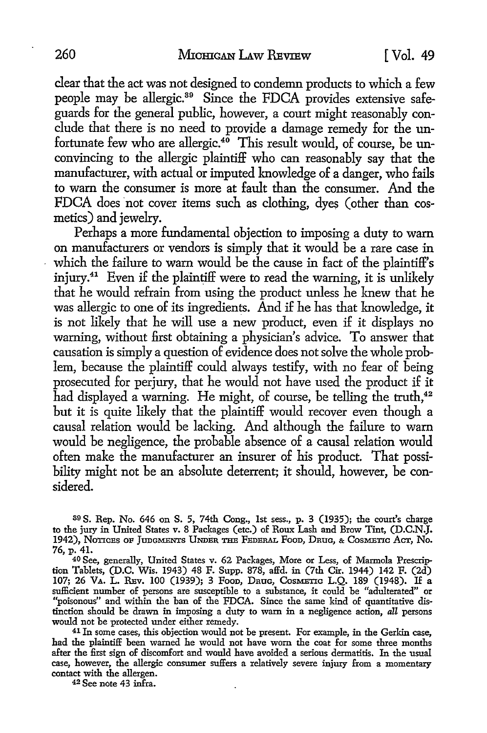clear that the act was not designed to condemn products to which a few people may be allergic.[39] Since the FDCA provides extensive safeguards for the general public, however, a court might reasonably conclude that there is no need to provide a damage remedy for the unfortunate few who are allergic.[40] This result would, of course, be unconvincing to the allergic plaintiff who can reasonably say that the manufacturer, with actual or imputed knowledge of a danger, who fails to warn the consumer is more at fault than the consumer. And the FDCA does not cover items such as clothing, dyes (other than cosmetics) and jewelry.

Perhaps a more fundamental objection to imposing a duty to warn on manufacturers or vendors is simply that it would be a rare case in which the failure to warn would be the cause in fact of the plaintiff's injury.[41] Even if the plaintiff were to read the warning, it is unlikely that he would refrain from using the product unless he knew that he was allergic to one of its ingredients. And if he has that knowledge, it is not likely that he will use a new product, even if it displays no warning, without first obtaining a physician's advice. To answer that causation is simply a question of evidence does not solve the whole problem, because the plaintiff could always testify, with no fear of being prosecuted for perjury, that he would not have used the product if it had displayed a warning. He might, of course, be telling the truth,[42] but it is quite likely that the plaintiff would recover even though a causal relation would be lacking. And although the failure to warn would be negligence, the probable absence of a causal relation would often make the manufacturer an insurer of his product. That possibility might not be an absolute deterrent; it should, however, be considered.

---

[39] S. Rep. No. 646 on S. 5, 74th Cong., 1st sess., p. 3 (1935); the court's charge to the jury in United States v. 8 Packages (etc.) of Roux Lash and Brow Tint, (D.C.N.J. 1942), NOTICES OF JUDGMENTS UNDER THE FEDERAL FOOD, DRUG, & COSMETIC ACT, No. 76, p. 41.

[40] See, generally, United States v. 62 Packages, More or Less, of Marmola Prescription Tablets, (D.C. Wis. 1943) 48 F. Supp. 878, affd. in (7th Cir. 1944) 142 F. (2d) 107; 26 VA. L. REV. 100 (1939); 3 FOOD, DRUG, COSMETIC L.Q. 189 (1948). If a sufficient number of persons are susceptible to a substance, it could be "adulterated" or "poisonous" and within the ban of the FDCA. Since the same kind of quantitative distinction should be drawn in imposing a duty to warn in a negligence action, *all* persons would not be protected under either remedy.

[41] In some cases, this objection would not be present. For example, in the Gerkin case, had the plaintiff been warned he would not have worn the coat for some three months after the first sign of discomfort and would have avoided a serious dermatitis. In the usual case, however, the allergic consumer suffers a relatively severe injury from a momentary contact with the allergen.

[42] See note 43 infra.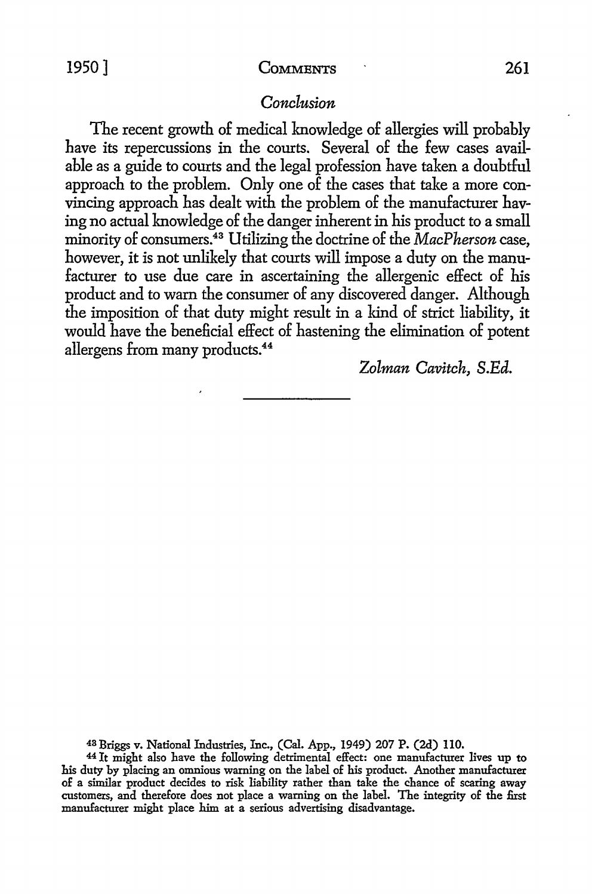### *Conclusion*

The recent growth of medical knowledge of allergies will probably have its repercussions in the courts. Several of the few cases available as a guide to courts and the legal profession have taken a doubtful approach to the problem. Only one of the cases that take a more convincing approach has dealt with the problem of the manufacturer having no actual knowledge of the danger inherent in his product to a small minority of consumers.[43] Utilizing the doctrine of the *MacPherson* case, however, it is not unlikely that courts will impose a duty on the manufacturer to use due care in ascertaining the allergenic effect of his product and to warn the consumer of any discovered danger. Although the imposition of that duty might result in a kind of strict liability, it would have the beneficial effect of hastening the elimination of potent allergens from many products.[44]

*Zolman Cavitch, S.Ed.*

---

[43] Briggs v. National Industries, Inc., (Cal. App., 1949) 207 P. (2d) 110.

[44] It might also have the following detrimental effect: one manufacturer lives up to his duty by placing an omnious warning on the label of his product. Another manufacturer of a similar product decides to risk liability rather than take the chance of scaring away customers, and therefore does not place a warning on the label. The integrity of the first manufacturer might place him at a serious advertising disadvantage.